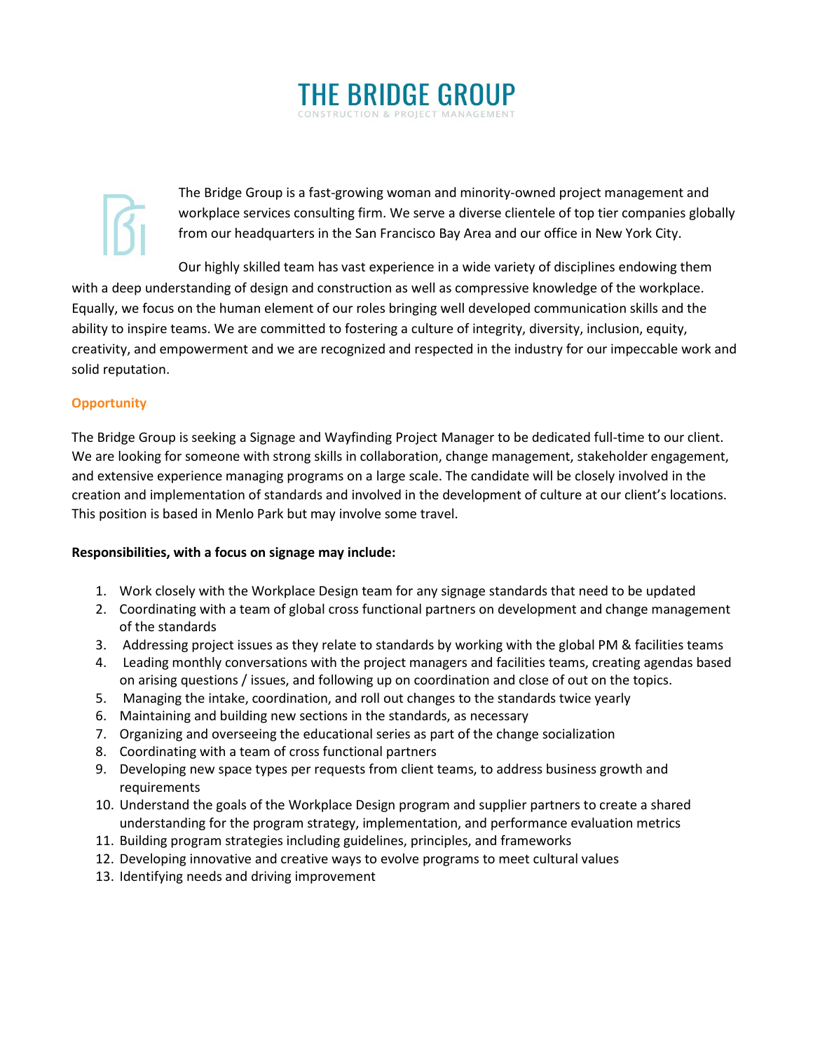# THE BRIDGE GROUP

CONSTRUCTION & PROJECT MANAGEMENT

The Bridge Group is a fast-growing woman and minority-owned project management and workplace services consulting firm. We serve a diverse clientele of top tier companies globally from our headquarters in the San Francisco Bay Area and our office in New York City.

Our highly skilled team has vast experience in a wide variety of disciplines endowing them with a deep understanding of design and construction as well as compressive knowledge of the workplace. Equally, we focus on the human element of our roles bringing well developed communication skills and the ability to inspire teams. We are committed to fostering a culture of integrity, diversity, inclusion, equity, creativity, and empowerment and we are recognized and respected in the industry for our impeccable work and solid reputation.

## Opportunity

The Bridge Group is seeking a Signage and Wayfinding Project Manager to be dedicated full-time to our client. We are looking for someone with strong skills in collaboration, change management, stakeholder engagement, and extensive experience managing programs on a large scale. The candidate will be closely involved in the creation and implementation of standards and involved in the development of culture at our client's locations. This position is based in Menlo Park but may involve some travel.

**Responsibilities, with a focus on signage may include:**

1. Work closely with the Workplace Design team for any signage standards that need to be updated
2. Coordinating with a team of global cross functional partners on development and change management of the standards
3. Addressing project issues as they relate to standards by working with the global PM & facilities teams
4. Leading monthly conversations with the project managers and facilities teams, creating agendas based on arising questions / issues, and following up on coordination and close of out on the topics.
5. Managing the intake, coordination, and roll out changes to the standards twice yearly
6. Maintaining and building new sections in the standards, as necessary
7. Organizing and overseeing the educational series as part of the change socialization
8. Coordinating with a team of cross functional partners
9. Developing new space types per requests from client teams, to address business growth and requirements
10. Understand the goals of the Workplace Design program and supplier partners to create a shared understanding for the program strategy, implementation, and performance evaluation metrics
11. Building program strategies including guidelines, principles, and frameworks
12. Developing innovative and creative ways to evolve programs to meet cultural values
13. Identifying needs and driving improvement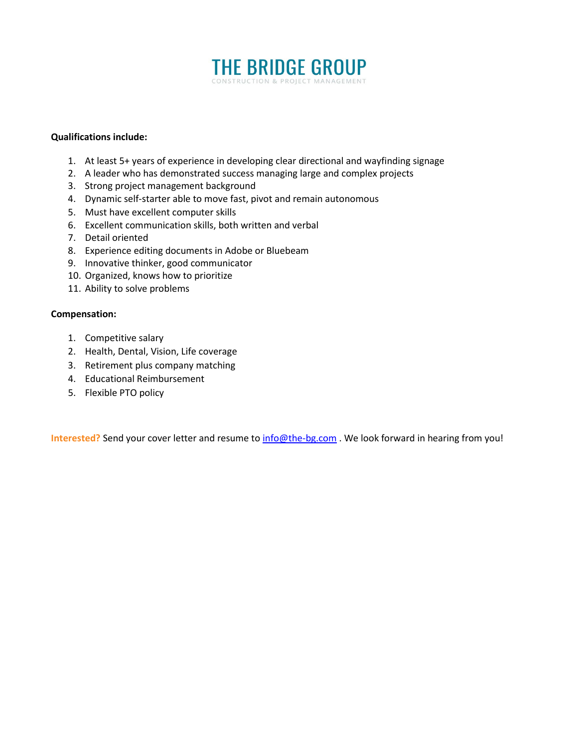# THE BRIDGE GROUP

CONSTRUCTION & PROJECT MANAGEMENT

**Qualifications include:**

1. At least 5+ years of experience in developing clear directional and wayfinding signage
2. A leader who has demonstrated success managing large and complex projects
3. Strong project management background
4. Dynamic self-starter able to move fast, pivot and remain autonomous
5. Must have excellent computer skills
6. Excellent communication skills, both written and verbal
7. Detail oriented
8. Experience editing documents in Adobe or Bluebeam
9. Innovative thinker, good communicator
10. Organized, knows how to prioritize
11. Ability to solve problems

**Compensation:**

1. Competitive salary
2. Health, Dental, Vision, Life coverage
3. Retirement plus company matching
4. Educational Reimbursement
5. Flexible PTO policy

**Interested?** Send your cover letter and resume to info@the-bg.com . We look forward in hearing from you!